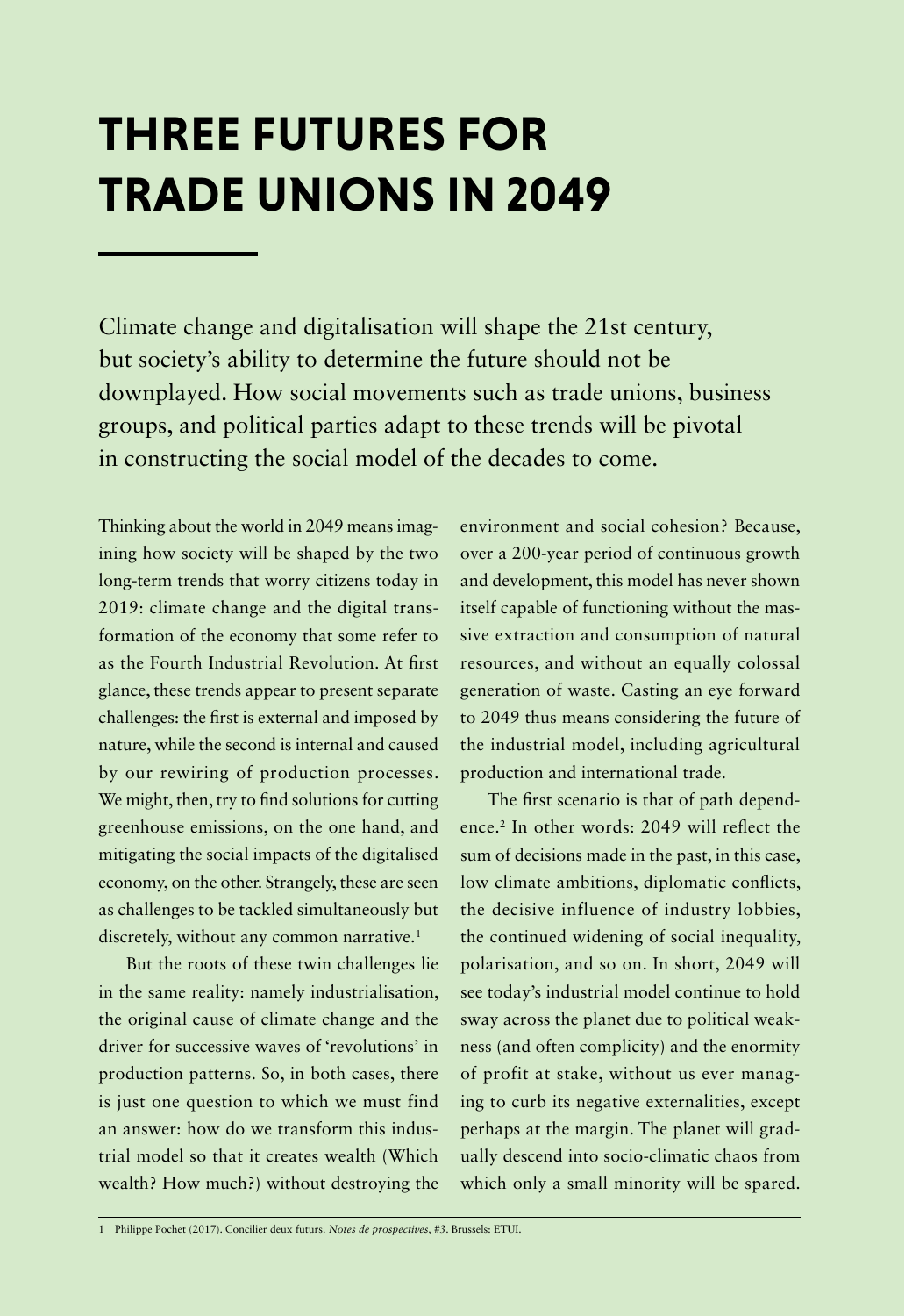# THREE FUTURES FOR TRADE UNIONS IN 2049

Climate change and digitalisation will shape the 21st century, but society's ability to determine the future should not be downplayed. How social movements such as trade unions, business groups, and political parties adapt to these trends will be pivotal in constructing the social model of the decades to come.

Thinking about the world in 2049 means imagining how society will be shaped by the two long-term trends that worry citizens today in 2019: climate change and the digital transformation of the economy that some refer to as the Fourth Industrial Revolution. At first glance, these trends appear to present separate challenges: the first is external and imposed by nature, while the second is internal and caused by our rewiring of production processes. We might, then, try to find solutions for cutting greenhouse emissions, on the one hand, and mitigating the social impacts of the digitalised economy, on the other. Strangely, these are seen as challenges to be tackled simultaneously but discretely, without any common narrative.[1]

But the roots of these twin challenges lie in the same reality: namely industrialisation, the original cause of climate change and the driver for successive waves of 'revolutions' in production patterns. So, in both cases, there is just one question to which we must find an answer: how do we transform this industrial model so that it creates wealth (Which wealth? How much?) without destroying the environment and social cohesion? Because, over a 200-year period of continuous growth and development, this model has never shown itself capable of functioning without the massive extraction and consumption of natural resources, and without an equally colossal generation of waste. Casting an eye forward to 2049 thus means considering the future of the industrial model, including agricultural production and international trade.

The first scenario is that of path dependence.[2] In other words: 2049 will reflect the sum of decisions made in the past, in this case, low climate ambitions, diplomatic conflicts, the decisive influence of industry lobbies, the continued widening of social inequality, polarisation, and so on. In short, 2049 will see today's industrial model continue to hold sway across the planet due to political weakness (and often complicity) and the enormity of profit at stake, without us ever managing to curb its negative externalities, except perhaps at the margin. The planet will gradually descend into socio-climatic chaos from which only a small minority will be spared.

1 Philippe Pochet (2017). Concilier deux futurs. *Notes de prospectives*, #3. Brussels: ETUI.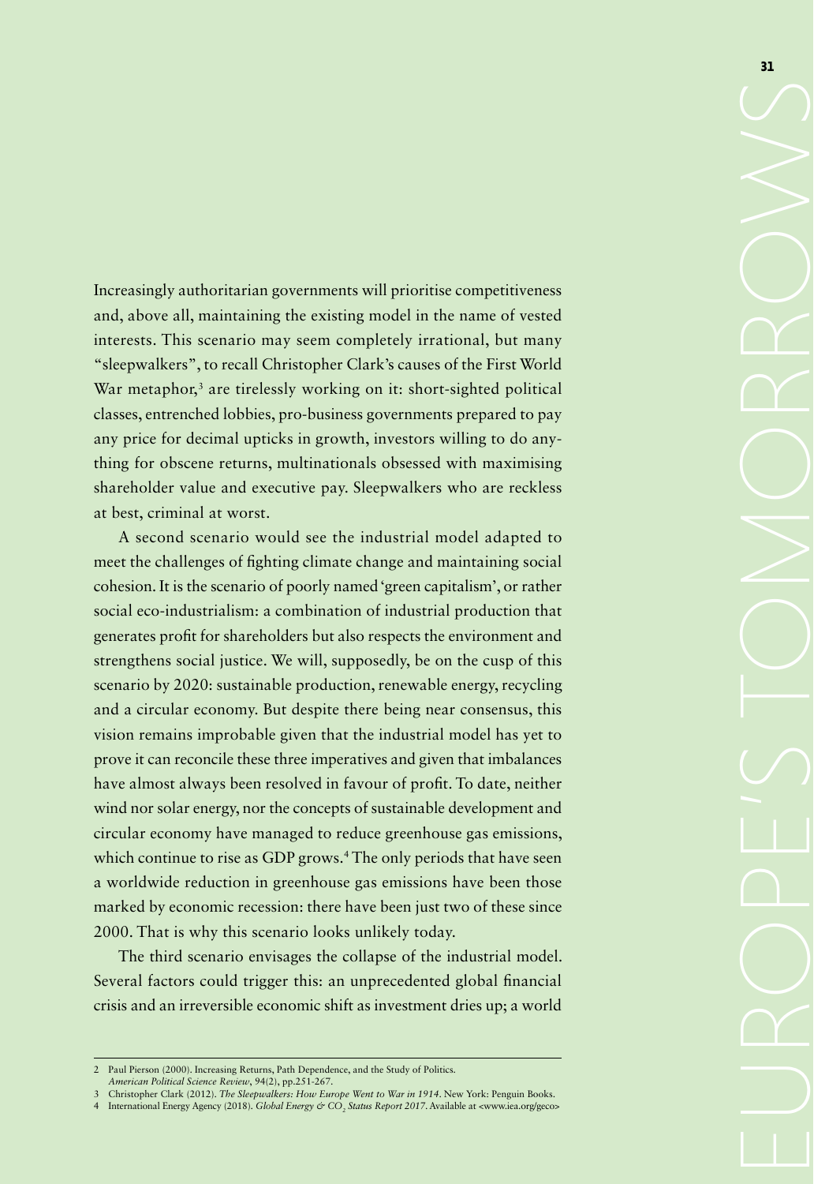Increasingly authoritarian governments will prioritise competitiveness and, above all, maintaining the existing model in the name of vested interests. This scenario may seem completely irrational, but many "sleepwalkers", to recall Christopher Clark's causes of the First World War metaphor,[3] are tirelessly working on it: short-sighted political classes, entrenched lobbies, pro-business governments prepared to pay any price for decimal upticks in growth, investors willing to do anything for obscene returns, multinationals obsessed with maximising shareholder value and executive pay. Sleepwalkers who are reckless at best, criminal at worst.

A second scenario would see the industrial model adapted to meet the challenges of fighting climate change and maintaining social cohesion. It is the scenario of poorly named 'green capitalism', or rather social eco-industrialism: a combination of industrial production that generates profit for shareholders but also respects the environment and strengthens social justice. We will, supposedly, be on the cusp of this scenario by 2020: sustainable production, renewable energy, recycling and a circular economy. But despite there being near consensus, this vision remains improbable given that the industrial model has yet to prove it can reconcile these three imperatives and given that imbalances have almost always been resolved in favour of profit. To date, neither wind nor solar energy, nor the concepts of sustainable development and circular economy have managed to reduce greenhouse gas emissions, which continue to rise as GDP grows.[4] The only periods that have seen a worldwide reduction in greenhouse gas emissions have been those marked by economic recession: there have been just two of these since 2000. That is why this scenario looks unlikely today.

The third scenario envisages the collapse of the industrial model. Several factors could trigger this: an unprecedented global financial crisis and an irreversible economic shift as investment dries up; a world

---

2 Paul Pierson (2000). Increasing Returns, Path Dependence, and the Study of Politics. *American Political Science Review*, 94(2), pp.251-267.

3 Christopher Clark (2012). *The Sleepwalkers: How Europe Went to War in 1914*. New York: Penguin Books.

4 International Energy Agency (2018). *Global Energy & $CO_2$ Status Report 2017*. Available at <www.iea.org/geco>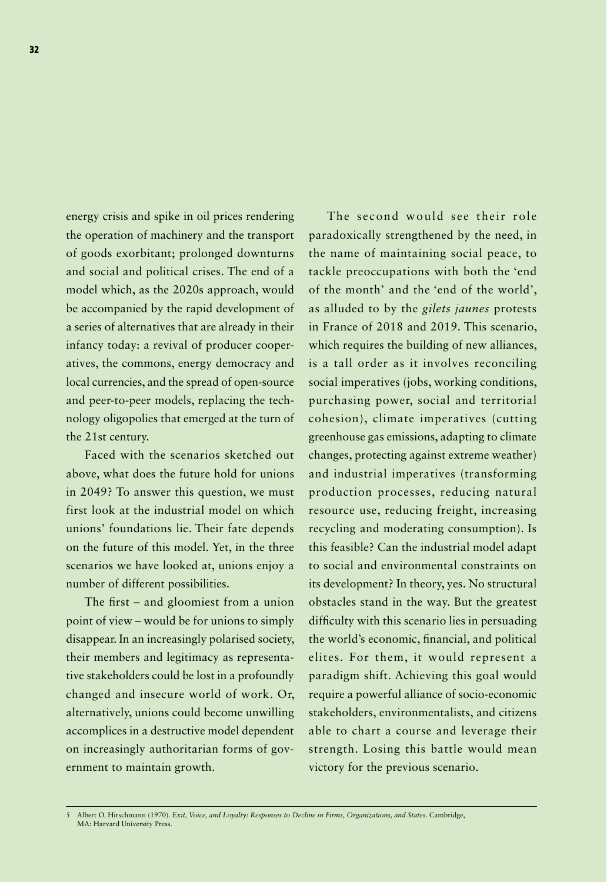energy crisis and spike in oil prices rendering the operation of machinery and the transport of goods exorbitant; prolonged downturns and social and political crises. The end of a model which, as the 2020s approach, would be accompanied by the rapid development of a series of alternatives that are already in their infancy today: a revival of producer cooperatives, the commons, energy democracy and local currencies, and the spread of open-source and peer-to-peer models, replacing the technology oligopolies that emerged at the turn of the 21st century.

Faced with the scenarios sketched out above, what does the future hold for unions in 2049? To answer this question, we must first look at the industrial model on which unions' foundations lie. Their fate depends on the future of this model. Yet, in the three scenarios we have looked at, unions enjoy a number of different possibilities.

The first – and gloomiest from a union point of view – would be for unions to simply disappear. In an increasingly polarised society, their members and legitimacy as representative stakeholders could be lost in a profoundly changed and insecure world of work. Or, alternatively, unions could become unwilling accomplices in a destructive model dependent on increasingly authoritarian forms of government to maintain growth.

The second would see their role paradoxically strengthened by the need, in the name of maintaining social peace, to tackle preoccupations with both the 'end of the month' and the 'end of the world', as alluded to by the *gilets jaunes* protests in France of 2018 and 2019. This scenario, which requires the building of new alliances, is a tall order as it involves reconciling social imperatives (jobs, working conditions, purchasing power, social and territorial cohesion), climate imperatives (cutting greenhouse gas emissions, adapting to climate changes, protecting against extreme weather) and industrial imperatives (transforming production processes, reducing natural resource use, reducing freight, increasing recycling and moderating consumption). Is this feasible? Can the industrial model adapt to social and environmental constraints on its development? In theory, yes. No structural obstacles stand in the way. But the greatest difficulty with this scenario lies in persuading the world's economic, financial, and political elites. For them, it would represent a paradigm shift. Achieving this goal would require a powerful alliance of socio-economic stakeholders, environmentalists, and citizens able to chart a course and leverage their strength. Losing this battle would mean victory for the previous scenario.

---

5 Albert O. Hirschmann (1970). *Exit, Voice, and Loyalty: Responses to Decline in Firms, Organizations, and States*. Cambridge, MA: Harvard University Press.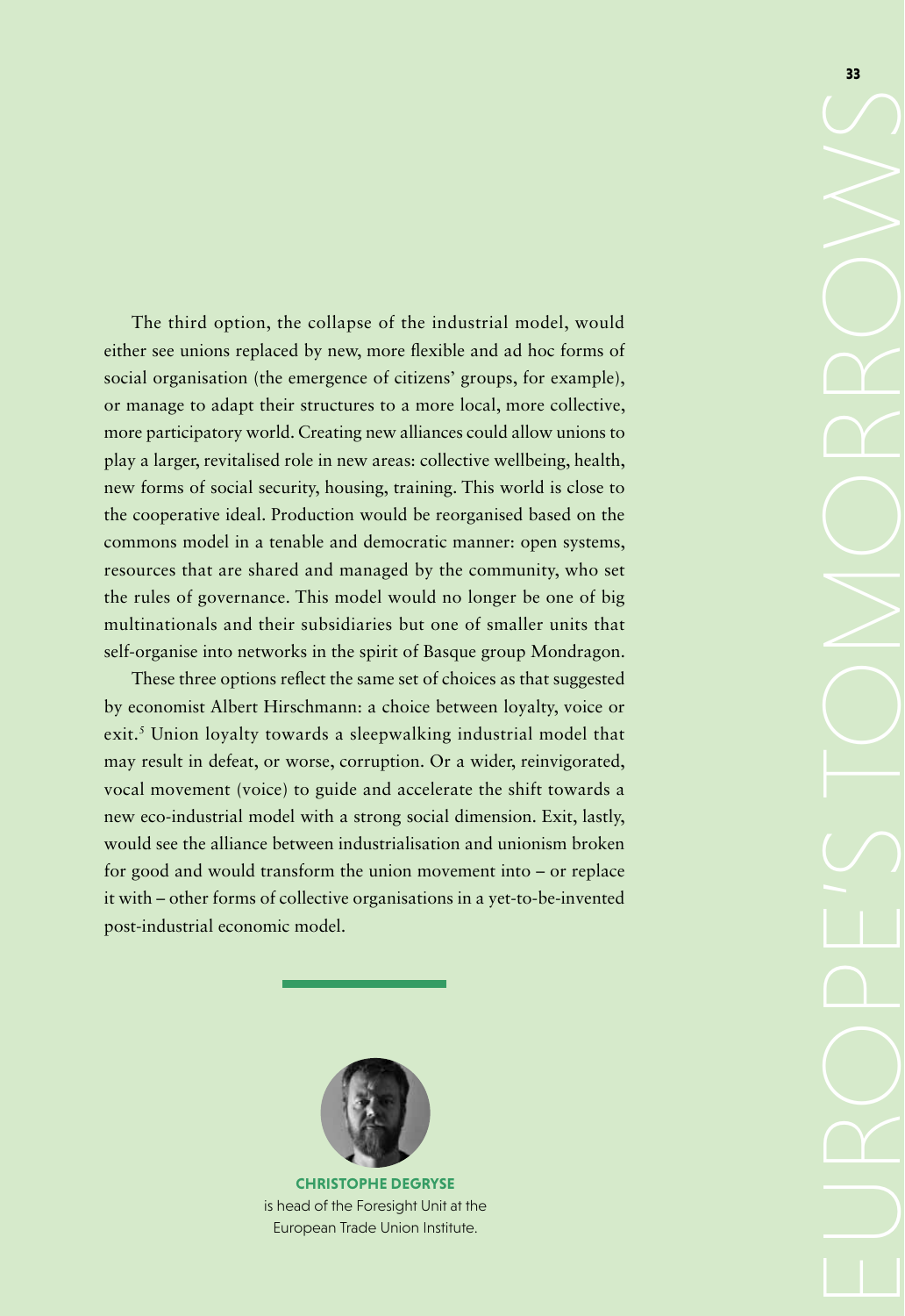The third option, the collapse of the industrial model, would either see unions replaced by new, more flexible and ad hoc forms of social organisation (the emergence of citizens' groups, for example), or manage to adapt their structures to a more local, more collective, more participatory world. Creating new alliances could allow unions to play a larger, revitalised role in new areas: collective wellbeing, health, new forms of social security, housing, training. This world is close to the cooperative ideal. Production would be reorganised based on the commons model in a tenable and democratic manner: open systems, resources that are shared and managed by the community, who set the rules of governance. This model would no longer be one of big multinationals and their subsidiaries but one of smaller units that self-organise into networks in the spirit of Basque group Mondragon.

These three options reflect the same set of choices as that suggested by economist Albert Hirschmann: a choice between loyalty, voice or exit.[5] Union loyalty towards a sleepwalking industrial model that may result in defeat, or worse, corruption. Or a wider, reinvigorated, vocal movement (voice) to guide and accelerate the shift towards a new eco-industrial model with a strong social dimension. Exit, lastly, would see the alliance between industrialisation and unionism broken for good and would transform the union movement into – or replace it with – other forms of collective organisations in a yet-to-be-invented post-industrial economic model.

**CHRISTOPHE DEGRYSE**
is head of the Foresight Unit at the European Trade Union Institute.